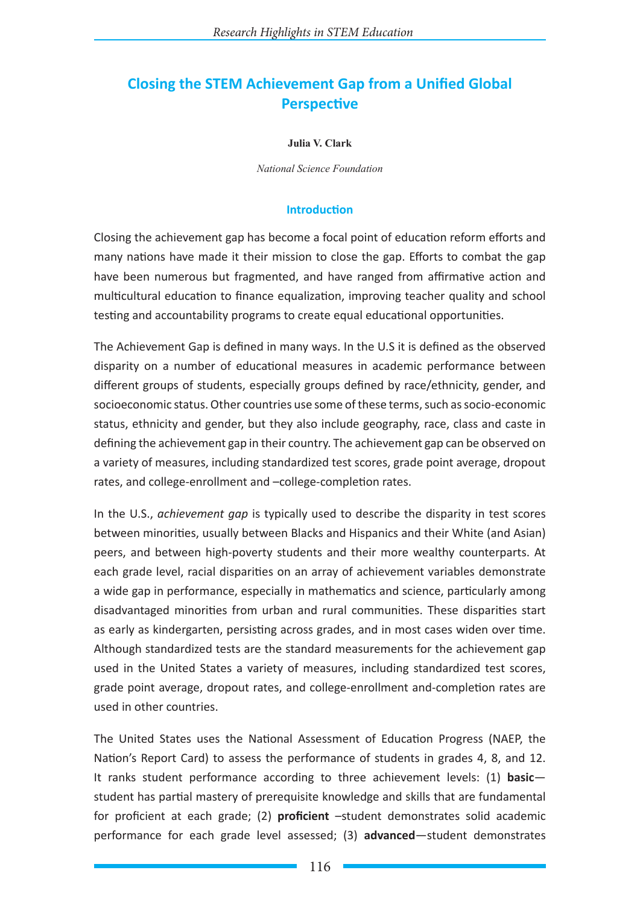# Closing the STEM Achievement Gap from a Unified Global Perspective

**Julia V. Clark**

*National Science Foundation*

## Introduction

Closing the achievement gap has become a focal point of education reform efforts and many nations have made it their mission to close the gap. Efforts to combat the gap have been numerous but fragmented, and have ranged from affirmative action and multicultural education to finance equalization, improving teacher quality and school testing and accountability programs to create equal educational opportunities.

The Achievement Gap is defined in many ways. In the U.S it is defined as the observed disparity on a number of educational measures in academic performance between different groups of students, especially groups defined by race/ethnicity, gender, and socioeconomic status. Other countries use some of these terms, such as socio-economic status, ethnicity and gender, but they also include geography, race, class and caste in defining the achievement gap in their country. The achievement gap can be observed on a variety of measures, including standardized test scores, grade point average, dropout rates, and college-enrollment and –college-completion rates.

In the U.S., *achievement gap* is typically used to describe the disparity in test scores between minorities, usually between Blacks and Hispanics and their White (and Asian) peers, and between high-poverty students and their more wealthy counterparts. At each grade level, racial disparities on an array of achievement variables demonstrate a wide gap in performance, especially in mathematics and science, particularly among disadvantaged minorities from urban and rural communities. These disparities start as early as kindergarten, persisting across grades, and in most cases widen over time. Although standardized tests are the standard measurements for the achievement gap used in the United States a variety of measures, including standardized test scores, grade point average, dropout rates, and college-enrollment and-completion rates are used in other countries.

The United States uses the National Assessment of Education Progress (NAEP, the Nation's Report Card) to assess the performance of students in grades 4, 8, and 12. It ranks student performance according to three achievement levels: (1) **basic**—student has partial mastery of prerequisite knowledge and skills that are fundamental for proficient at each grade; (2) **proficient** –student demonstrates solid academic performance for each grade level assessed; (3) **advanced**—student demonstrates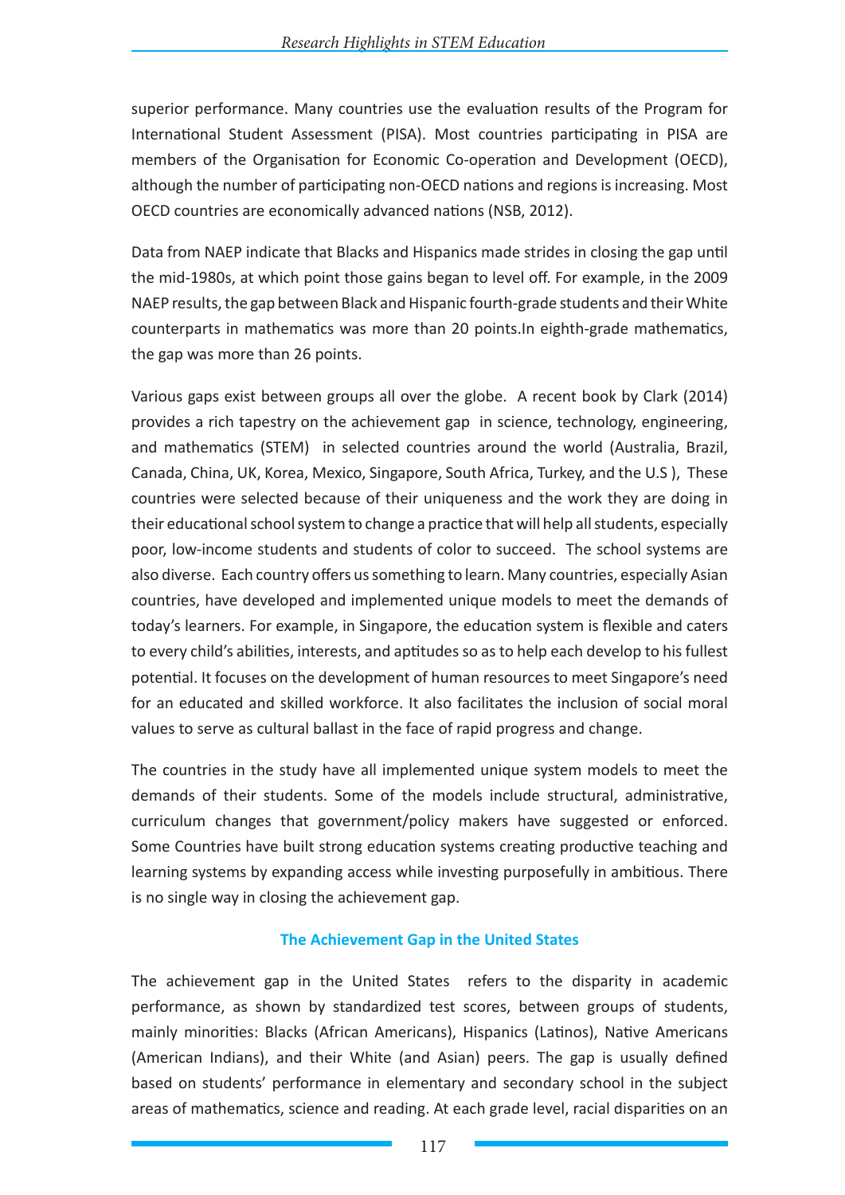superior performance. Many countries use the evaluation results of the Program for International Student Assessment (PISA). Most countries participating in PISA are members of the Organisation for Economic Co-operation and Development (OECD), although the number of participating non-OECD nations and regions is increasing. Most OECD countries are economically advanced nations (NSB, 2012).

Data from NAEP indicate that Blacks and Hispanics made strides in closing the gap until the mid-1980s, at which point those gains began to level off. For example, in the 2009 NAEP results, the gap between Black and Hispanic fourth-grade students and their White counterparts in mathematics was more than 20 points.In eighth-grade mathematics, the gap was more than 26 points.

Various gaps exist between groups all over the globe. A recent book by Clark (2014) provides a rich tapestry on the achievement gap in science, technology, engineering, and mathematics (STEM) in selected countries around the world (Australia, Brazil, Canada, China, UK, Korea, Mexico, Singapore, South Africa, Turkey, and the U.S ), These countries were selected because of their uniqueness and the work they are doing in their educational school system to change a practice that will help all students, especially poor, low-income students and students of color to succeed. The school systems are also diverse. Each country offers us something to learn. Many countries, especially Asian countries, have developed and implemented unique models to meet the demands of today's learners. For example, in Singapore, the education system is flexible and caters to every child's abilities, interests, and aptitudes so as to help each develop to his fullest potential. It focuses on the development of human resources to meet Singapore's need for an educated and skilled workforce. It also facilitates the inclusion of social moral values to serve as cultural ballast in the face of rapid progress and change.

The countries in the study have all implemented unique system models to meet the demands of their students. Some of the models include structural, administrative, curriculum changes that government/policy makers have suggested or enforced. Some Countries have built strong education systems creating productive teaching and learning systems by expanding access while investing purposefully in ambitious. There is no single way in closing the achievement gap.

### The Achievement Gap in the United States

The achievement gap in the United States refers to the disparity in academic performance, as shown by standardized test scores, between groups of students, mainly minorities: Blacks (African Americans), Hispanics (Latinos), Native Americans (American Indians), and their White (and Asian) peers. The gap is usually defined based on students' performance in elementary and secondary school in the subject areas of mathematics, science and reading. At each grade level, racial disparities on an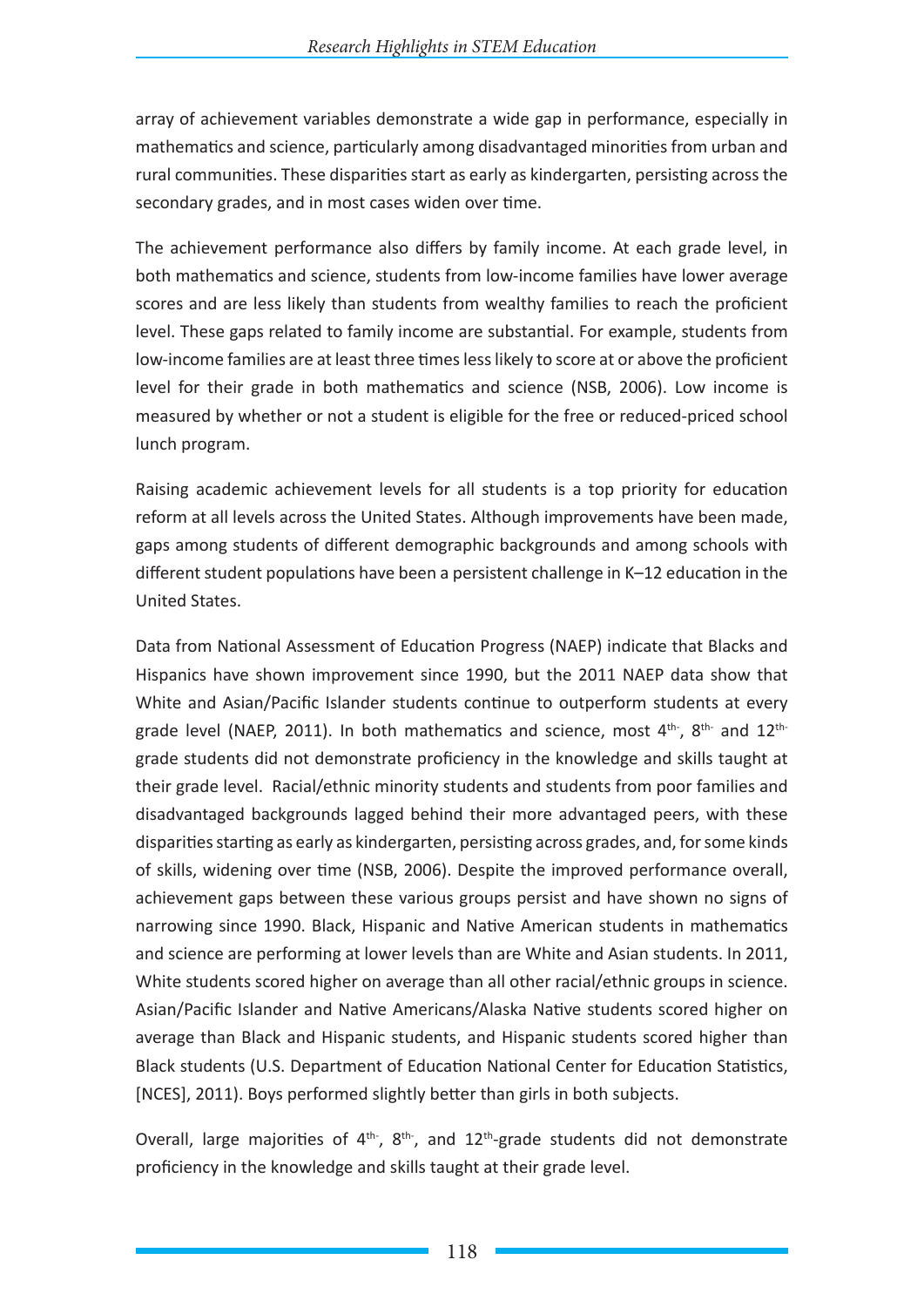array of achievement variables demonstrate a wide gap in performance, especially in mathematics and science, particularly among disadvantaged minorities from urban and rural communities. These disparities start as early as kindergarten, persisting across the secondary grades, and in most cases widen over time.

The achievement performance also differs by family income. At each grade level, in both mathematics and science, students from low-income families have lower average scores and are less likely than students from wealthy families to reach the proficient level. These gaps related to family income are substantial. For example, students from low-income families are at least three times less likely to score at or above the proficient level for their grade in both mathematics and science (NSB, 2006). Low income is measured by whether or not a student is eligible for the free or reduced-priced school lunch program.

Raising academic achievement levels for all students is a top priority for education reform at all levels across the United States. Although improvements have been made, gaps among students of different demographic backgrounds and among schools with different student populations have been a persistent challenge in K–12 education in the United States.

Data from National Assessment of Education Progress (NAEP) indicate that Blacks and Hispanics have shown improvement since 1990, but the 2011 NAEP data show that White and Asian/Pacific Islander students continue to outperform students at every grade level (NAEP, 2011). In both mathematics and science, most 4th-, 8th- and 12th- grade students did not demonstrate proficiency in the knowledge and skills taught at their grade level. Racial/ethnic minority students and students from poor families and disadvantaged backgrounds lagged behind their more advantaged peers, with these disparities starting as early as kindergarten, persisting across grades, and, for some kinds of skills, widening over time (NSB, 2006). Despite the improved performance overall, achievement gaps between these various groups persist and have shown no signs of narrowing since 1990. Black, Hispanic and Native American students in mathematics and science are performing at lower levels than are White and Asian students. In 2011, White students scored higher on average than all other racial/ethnic groups in science. Asian/Pacific Islander and Native Americans/Alaska Native students scored higher on average than Black and Hispanic students, and Hispanic students scored higher than Black students (U.S. Department of Education National Center for Education Statistics, [NCES], 2011). Boys performed slightly better than girls in both subjects.

Overall, large majorities of 4th-, 8th-, and 12th-grade students did not demonstrate proficiency in the knowledge and skills taught at their grade level.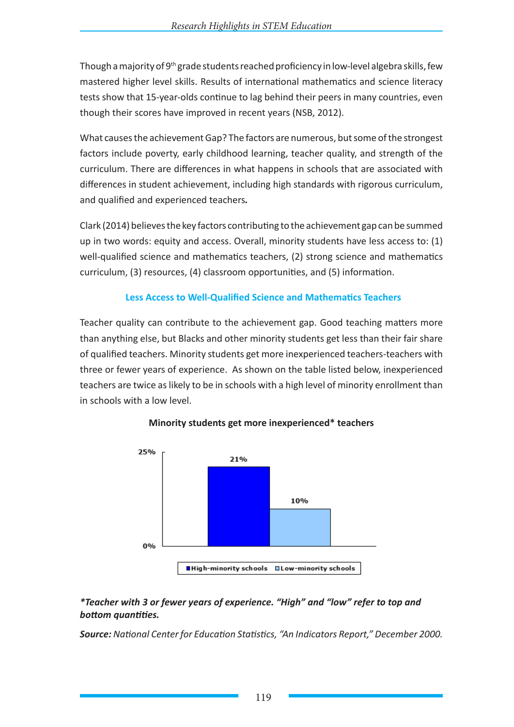Though a majority of 9th grade students reached proficiency in low-level algebra skills, few mastered higher level skills. Results of international mathematics and science literacy tests show that 15-year-olds continue to lag behind their peers in many countries, even though their scores have improved in recent years (NSB, 2012).

What causes the achievement Gap? The factors are numerous, but some of the strongest factors include poverty, early childhood learning, teacher quality, and strength of the curriculum. There are differences in what happens in schools that are associated with differences in student achievement, including high standards with rigorous curriculum, and qualified and experienced teachers.

Clark (2014) believes the key factors contributing to the achievement gap can be summed up in two words: equity and access. Overall, minority students have less access to: (1) well-qualified science and mathematics teachers, (2) strong science and mathematics curriculum, (3) resources, (4) classroom opportunities, and (5) information.

## Less Access to Well-Qualified Science and Mathematics Teachers

Teacher quality can contribute to the achievement gap. Good teaching matters more than anything else, but Blacks and other minority students get less than their fair share of qualified teachers. Minority students get more inexperienced teachers-teachers with three or fewer years of experience. As shown on the table listed below, inexperienced teachers are twice as likely to be in schools with a high level of minority enrollment than in schools with a low level.

**Minority students get more inexperienced\* teachers**

| | Inexperienced* teachers |
|---|---|
| High-minority schools | 21% |
| Low-minority schools | 10% |

***Teacher with 3 or fewer years of experience. "High" and "low" refer to top and bottom quantities.***

***Source:** National Center for Education Statistics, "An Indicators Report," December 2000.*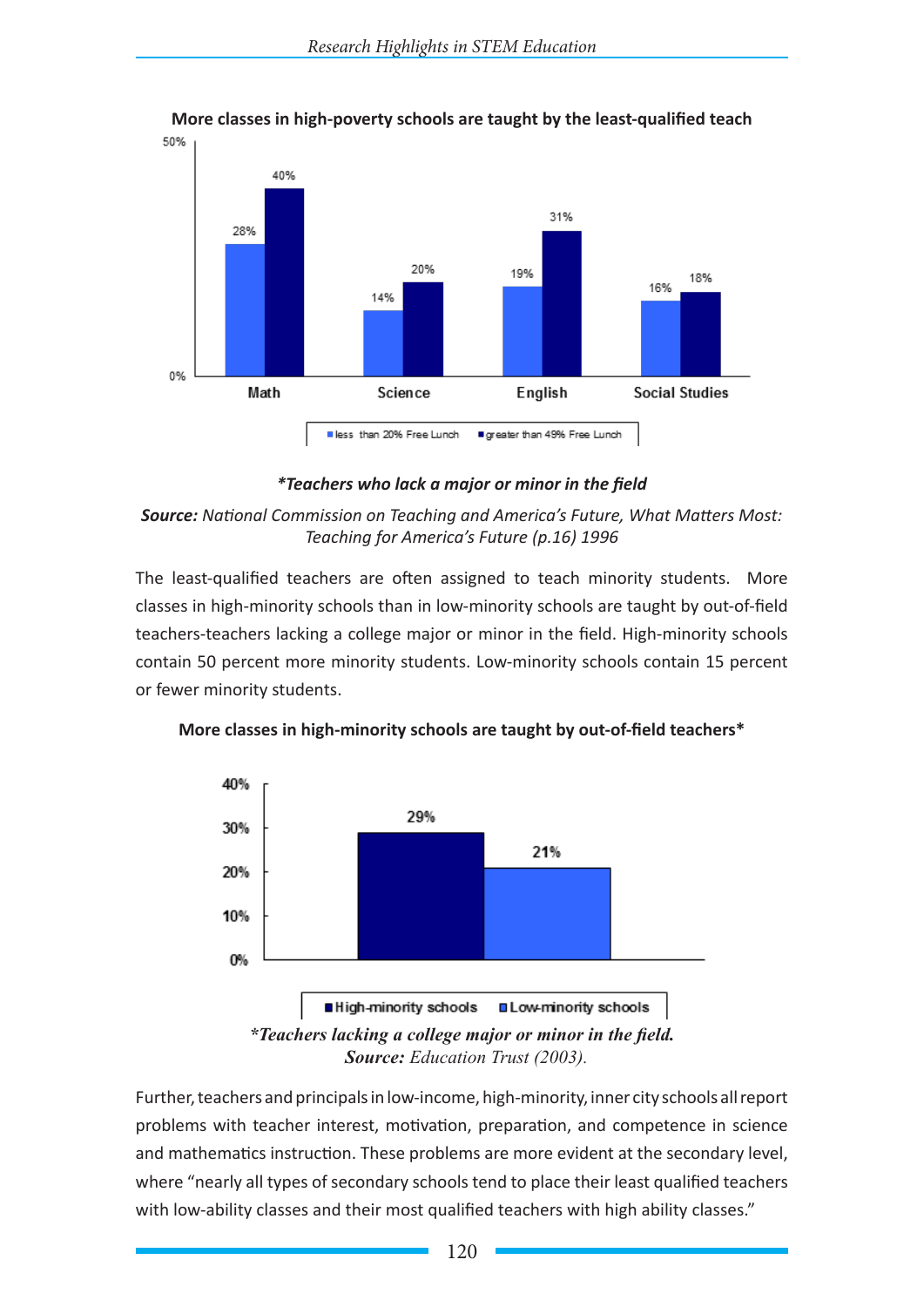**More classes in high-poverty schools are taught by the least-qualified teach**

| | less than 20% Free Lunch | greater than 49% Free Lunch |
|---|---|---|
| Math | 28% | 40% |
| Science | 14% | 20% |
| English | 19% | 31% |
| Social Studies | 16% | 18% |

***Teachers who lack a major or minor in the field***

***Source:** National Commission on Teaching and America's Future, What Matters Most: Teaching for America's Future (p.16) 1996*

The least-qualified teachers are often assigned to teach minority students. More classes in high-minority schools than in low-minority schools are taught by out-of-field teachers-teachers lacking a college major or minor in the field. High-minority schools contain 50 percent more minority students. Low-minority schools contain 15 percent or fewer minority students.

**More classes in high-minority schools are taught by out-of-field teachers***

| | Percentage |
|---|---|
| High-minority schools | 29% |
| Low-minority schools | 21% |

***Teachers lacking a college major or minor in the field.***

***Source:** Education Trust (2003).*

Further, teachers and principals in low-income, high-minority, inner city schools all report problems with teacher interest, motivation, preparation, and competence in science and mathematics instruction. These problems are more evident at the secondary level, where "nearly all types of secondary schools tend to place their least qualified teachers with low-ability classes and their most qualified teachers with high ability classes."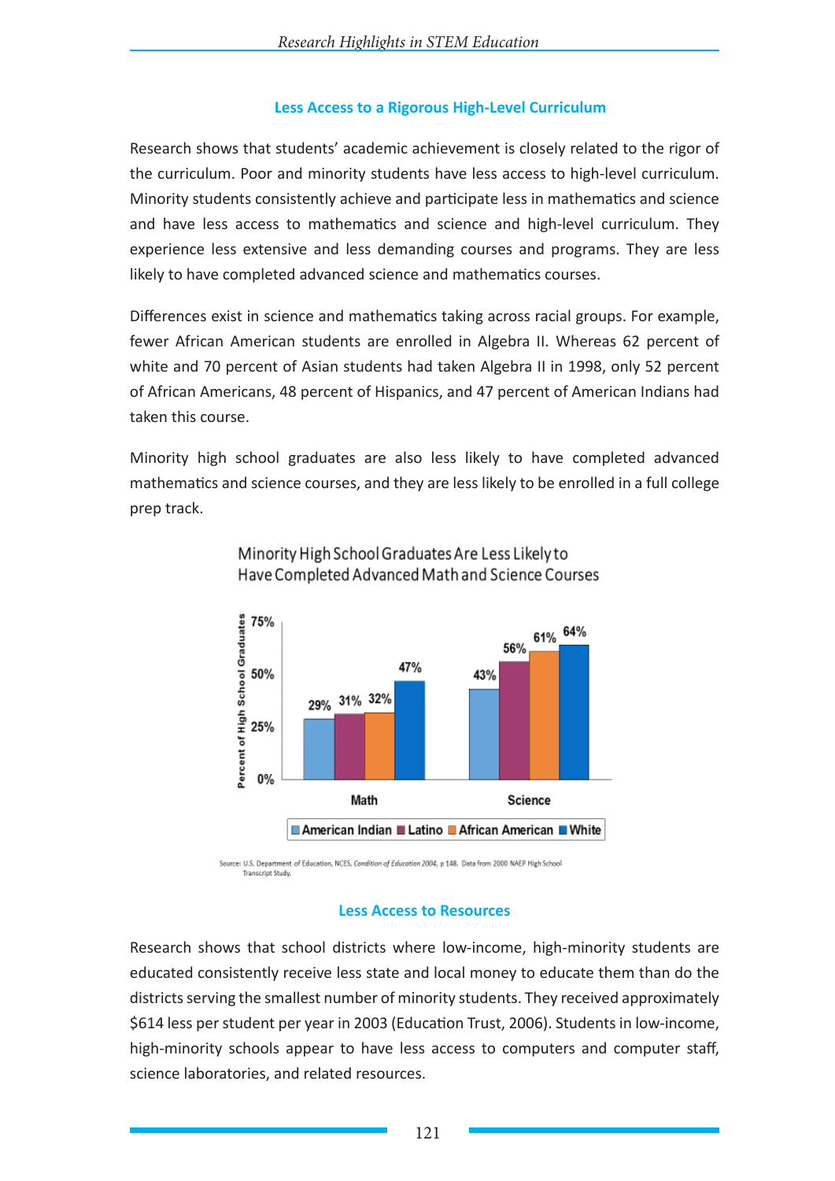## Less Access to a Rigorous High-Level Curriculum

Research shows that students' academic achievement is closely related to the rigor of the curriculum. Poor and minority students have less access to high-level curriculum. Minority students consistently achieve and participate less in mathematics and science and have less access to mathematics and science and high-level curriculum. They experience less extensive and less demanding courses and programs. They are less likely to have completed advanced science and mathematics courses.

Differences exist in science and mathematics taking across racial groups. For example, fewer African American students are enrolled in Algebra II. Whereas 62 percent of white and 70 percent of Asian students had taken Algebra II in 1998, only 52 percent of African Americans, 48 percent of Hispanics, and 47 percent of American Indians had taken this course.

Minority high school graduates are also less likely to have completed advanced mathematics and science courses, and they are less likely to be enrolled in a full college prep track.

Minority High School Graduates Are Less Likely to Have Completed Advanced Math and Science Courses

| | American Indian | Latino | African American | White |
|---|---|---|---|---|
| Math | 29% | 31% | 32% | 47% |
| Science | 43% | 56% | 61% | 64% |

Source: U.S. Department of Education, NCES, *Condition of Education 2004*, p 148. Data from 2000 NAEP High School Transcript Study.

## Less Access to Resources

Research shows that school districts where low-income, high-minority students are educated consistently receive less state and local money to educate them than do the districts serving the smallest number of minority students. They received approximately $614 less per student per year in 2003 (Education Trust, 2006). Students in low-income, high-minority schools appear to have less access to computers and computer staff, science laboratories, and related resources.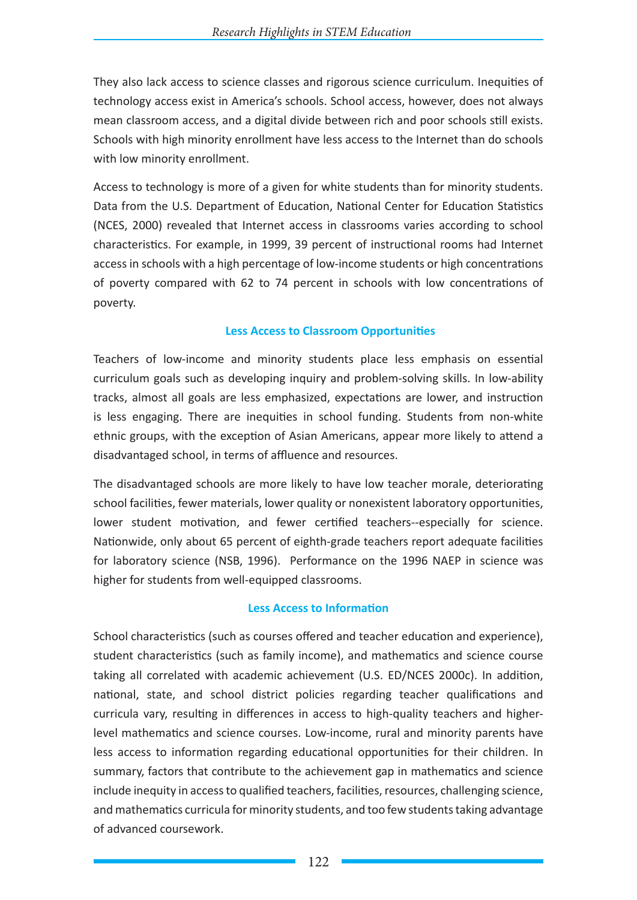They also lack access to science classes and rigorous science curriculum. Inequities of technology access exist in America's schools. School access, however, does not always mean classroom access, and a digital divide between rich and poor schools still exists. Schools with high minority enrollment have less access to the Internet than do schools with low minority enrollment.

Access to technology is more of a given for white students than for minority students. Data from the U.S. Department of Education, National Center for Education Statistics (NCES, 2000) revealed that Internet access in classrooms varies according to school characteristics. For example, in 1999, 39 percent of instructional rooms had Internet access in schools with a high percentage of low-income students or high concentrations of poverty compared with 62 to 74 percent in schools with low concentrations of poverty.

### Less Access to Classroom Opportunities

Teachers of low-income and minority students place less emphasis on essential curriculum goals such as developing inquiry and problem-solving skills. In low-ability tracks, almost all goals are less emphasized, expectations are lower, and instruction is less engaging. There are inequities in school funding. Students from non-white ethnic groups, with the exception of Asian Americans, appear more likely to attend a disadvantaged school, in terms of affluence and resources.

The disadvantaged schools are more likely to have low teacher morale, deteriorating school facilities, fewer materials, lower quality or nonexistent laboratory opportunities, lower student motivation, and fewer certified teachers--especially for science. Nationwide, only about 65 percent of eighth-grade teachers report adequate facilities for laboratory science (NSB, 1996). Performance on the 1996 NAEP in science was higher for students from well-equipped classrooms.

### Less Access to Information

School characteristics (such as courses offered and teacher education and experience), student characteristics (such as family income), and mathematics and science course taking all correlated with academic achievement (U.S. ED/NCES 2000c). In addition, national, state, and school district policies regarding teacher qualifications and curricula vary, resulting in differences in access to high-quality teachers and higher-level mathematics and science courses. Low-income, rural and minority parents have less access to information regarding educational opportunities for their children. In summary, factors that contribute to the achievement gap in mathematics and science include inequity in access to qualified teachers, facilities, resources, challenging science, and mathematics curricula for minority students, and too few students taking advantage of advanced coursework.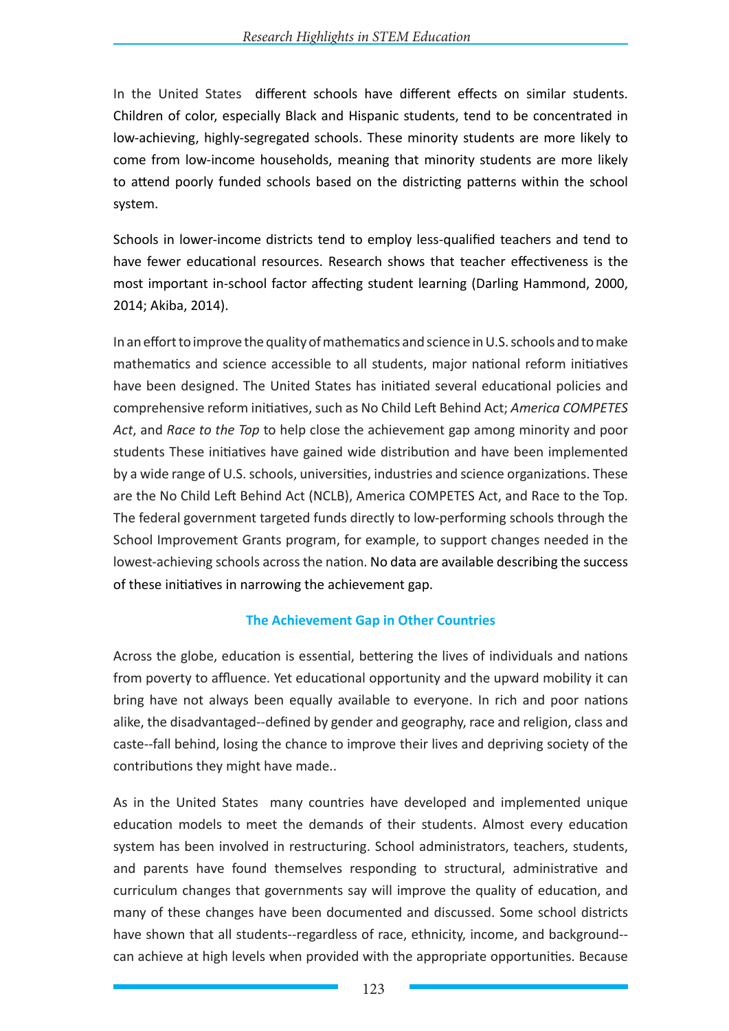In the United States  different schools have different effects on similar students. Children of color, especially Black and Hispanic students, tend to be concentrated in low-achieving, highly-segregated schools. These minority students are more likely to come from low-income households, meaning that minority students are more likely to attend poorly funded schools based on the districting patterns within the school system.

Schools in lower-income districts tend to employ less-qualified teachers and tend to have fewer educational resources. Research shows that teacher effectiveness is the most important in-school factor affecting student learning (Darling Hammond, 2000, 2014; Akiba, 2014).

In an effort to improve the quality of mathematics and science in U.S. schools and to make mathematics and science accessible to all students, major national reform initiatives have been designed. The United States has initiated several educational policies and comprehensive reform initiatives, such as No Child Left Behind Act; *America COMPETES Act*, and *Race to the Top* to help close the achievement gap among minority and poor students These initiatives have gained wide distribution and have been implemented by a wide range of U.S. schools, universities, industries and science organizations. These are the No Child Left Behind Act (NCLB), America COMPETES Act, and Race to the Top. The federal government targeted funds directly to low-performing schools through the School Improvement Grants program, for example, to support changes needed in the lowest-achieving schools across the nation. No data are available describing the success of these initiatives in narrowing the achievement gap.

## The Achievement Gap in Other Countries

Across the globe, education is essential, bettering the lives of individuals and nations from poverty to affluence. Yet educational opportunity and the upward mobility it can bring have not always been equally available to everyone. In rich and poor nations alike, the disadvantaged--defined by gender and geography, race and religion, class and caste--fall behind, losing the chance to improve their lives and depriving society of the contributions they might have made..

As in the United States  many countries have developed and implemented unique education models to meet the demands of their students. Almost every education system has been involved in restructuring. School administrators, teachers, students, and parents have found themselves responding to structural, administrative and curriculum changes that governments say will improve the quality of education, and many of these changes have been documented and discussed. Some school districts have shown that all students--regardless of race, ethnicity, income, and background--can achieve at high levels when provided with the appropriate opportunities. Because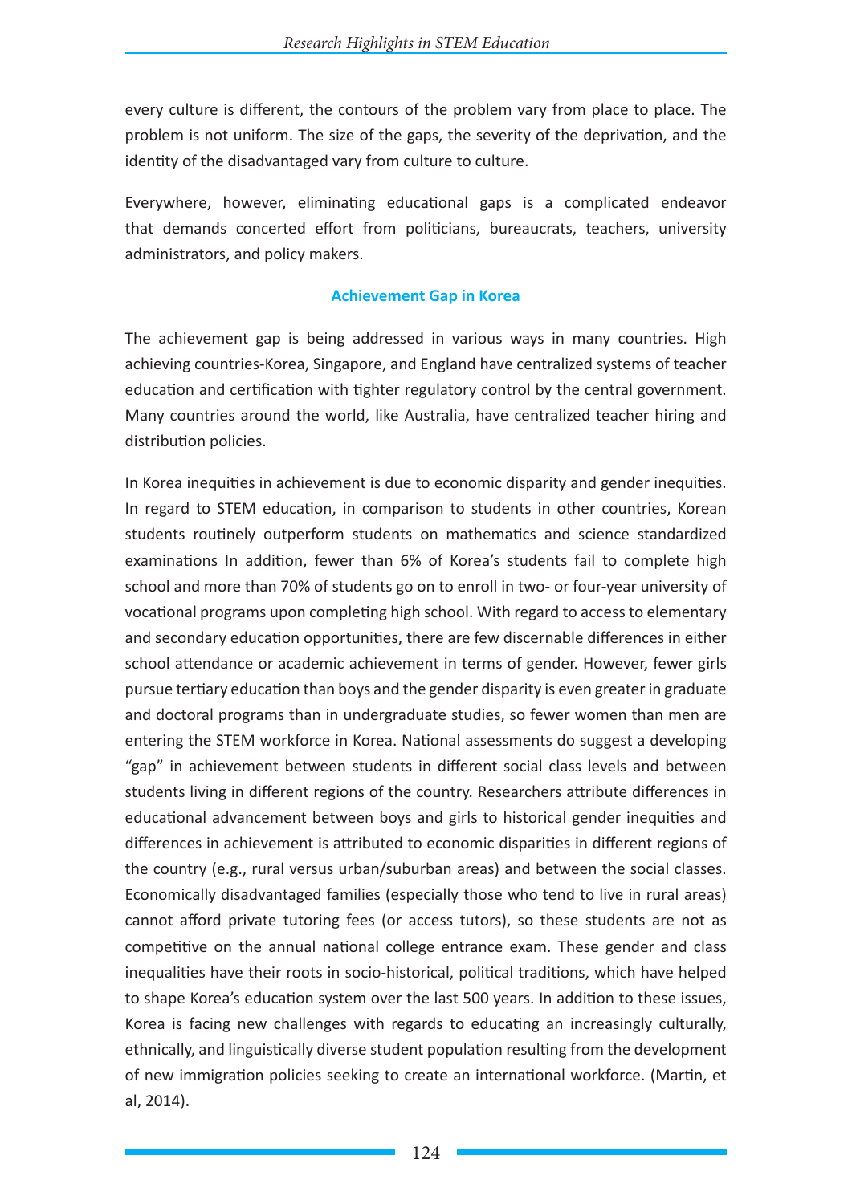every culture is different, the contours of the problem vary from place to place. The problem is not uniform. The size of the gaps, the severity of the deprivation, and the identity of the disadvantaged vary from culture to culture.

Everywhere, however, eliminating educational gaps is a complicated endeavor that demands concerted effort from politicians, bureaucrats, teachers, university administrators, and policy makers.

## Achievement Gap in Korea

The achievement gap is being addressed in various ways in many countries. High achieving countries-Korea, Singapore, and England have centralized systems of teacher education and certification with tighter regulatory control by the central government. Many countries around the world, like Australia, have centralized teacher hiring and distribution policies.

In Korea inequities in achievement is due to economic disparity and gender inequities. In regard to STEM education, in comparison to students in other countries, Korean students routinely outperform students on mathematics and science standardized examinations In addition, fewer than 6% of Korea's students fail to complete high school and more than 70% of students go on to enroll in two- or four-year university of vocational programs upon completing high school. With regard to access to elementary and secondary education opportunities, there are few discernable differences in either school attendance or academic achievement in terms of gender. However, fewer girls pursue tertiary education than boys and the gender disparity is even greater in graduate and doctoral programs than in undergraduate studies, so fewer women than men are entering the STEM workforce in Korea. National assessments do suggest a developing "gap" in achievement between students in different social class levels and between students living in different regions of the country. Researchers attribute differences in educational advancement between boys and girls to historical gender inequities and differences in achievement is attributed to economic disparities in different regions of the country (e.g., rural versus urban/suburban areas) and between the social classes. Economically disadvantaged families (especially those who tend to live in rural areas) cannot afford private tutoring fees (or access tutors), so these students are not as competitive on the annual national college entrance exam. These gender and class inequalities have their roots in socio-historical, political traditions, which have helped to shape Korea's education system over the last 500 years. In addition to these issues, Korea is facing new challenges with regards to educating an increasingly culturally, ethnically, and linguistically diverse student population resulting from the development of new immigration policies seeking to create an international workforce. (Martin, et al, 2014).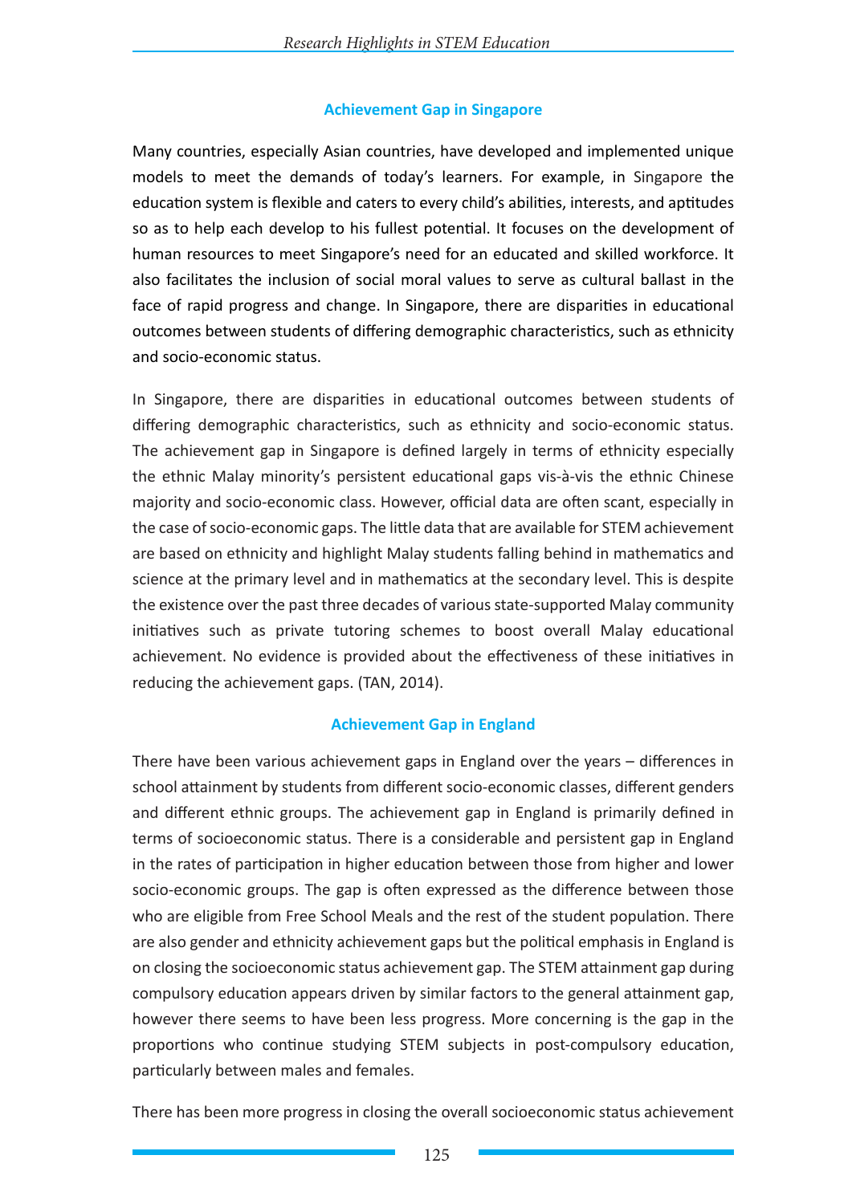## Achievement Gap in Singapore

Many countries, especially Asian countries, have developed and implemented unique models to meet the demands of today's learners. For example, in Singapore the education system is flexible and caters to every child's abilities, interests, and aptitudes so as to help each develop to his fullest potential. It focuses on the development of human resources to meet Singapore's need for an educated and skilled workforce. It also facilitates the inclusion of social moral values to serve as cultural ballast in the face of rapid progress and change. In Singapore, there are disparities in educational outcomes between students of differing demographic characteristics, such as ethnicity and socio-economic status.

In Singapore, there are disparities in educational outcomes between students of differing demographic characteristics, such as ethnicity and socio-economic status. The achievement gap in Singapore is defined largely in terms of ethnicity especially the ethnic Malay minority's persistent educational gaps vis-à-vis the ethnic Chinese majority and socio-economic class. However, official data are often scant, especially in the case of socio-economic gaps. The little data that are available for STEM achievement are based on ethnicity and highlight Malay students falling behind in mathematics and science at the primary level and in mathematics at the secondary level. This is despite the existence over the past three decades of various state-supported Malay community initiatives such as private tutoring schemes to boost overall Malay educational achievement. No evidence is provided about the effectiveness of these initiatives in reducing the achievement gaps. (TAN, 2014).

## Achievement Gap in England

There have been various achievement gaps in England over the years – differences in school attainment by students from different socio-economic classes, different genders and different ethnic groups. The achievement gap in England is primarily defined in terms of socioeconomic status. There is a considerable and persistent gap in England in the rates of participation in higher education between those from higher and lower socio-economic groups. The gap is often expressed as the difference between those who are eligible from Free School Meals and the rest of the student population. There are also gender and ethnicity achievement gaps but the political emphasis in England is on closing the socioeconomic status achievement gap. The STEM attainment gap during compulsory education appears driven by similar factors to the general attainment gap, however there seems to have been less progress. More concerning is the gap in the proportions who continue studying STEM subjects in post-compulsory education, particularly between males and females.

There has been more progress in closing the overall socioeconomic status achievement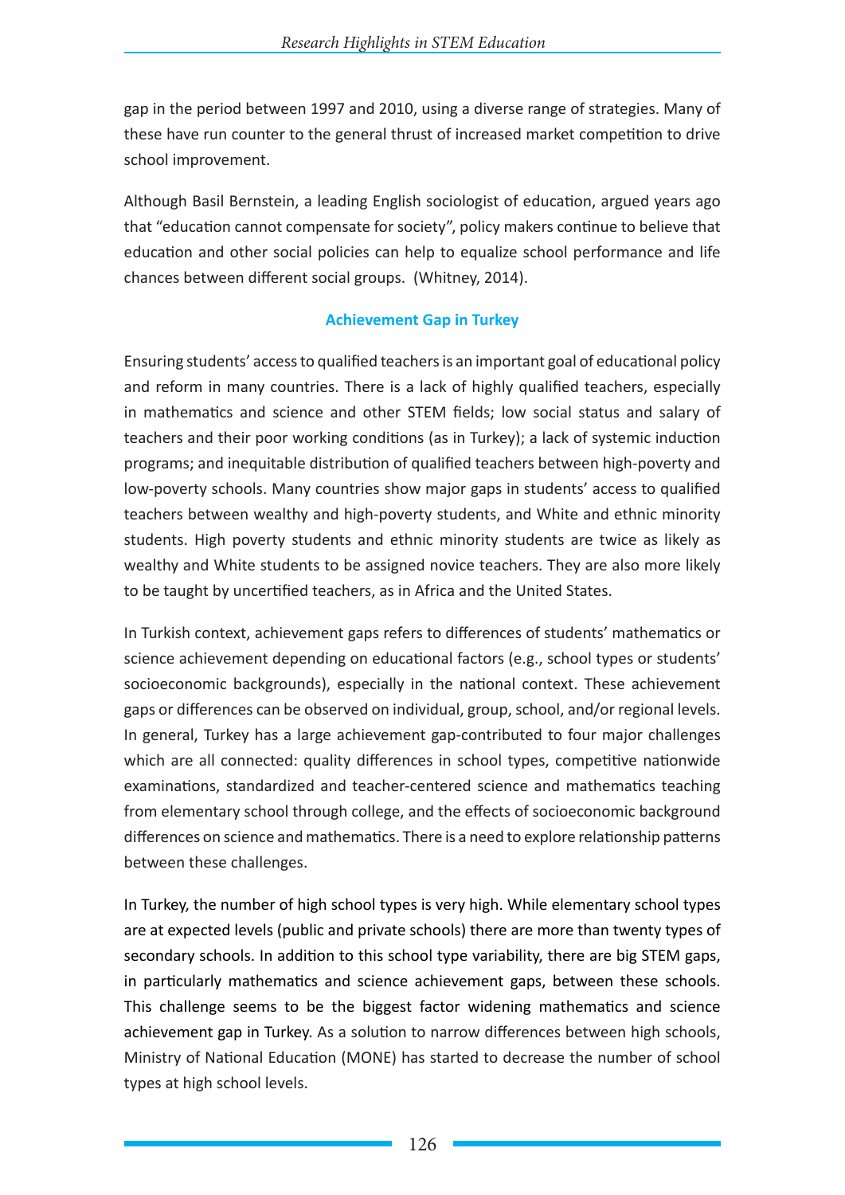gap in the period between 1997 and 2010, using a diverse range of strategies. Many of these have run counter to the general thrust of increased market competition to drive school improvement.

Although Basil Bernstein, a leading English sociologist of education, argued years ago that "education cannot compensate for society", policy makers continue to believe that education and other social policies can help to equalize school performance and life chances between different social groups. (Whitney, 2014).

## Achievement Gap in Turkey

Ensuring students' access to qualified teachers is an important goal of educational policy and reform in many countries. There is a lack of highly qualified teachers, especially in mathematics and science and other STEM fields; low social status and salary of teachers and their poor working conditions (as in Turkey); a lack of systemic induction programs; and inequitable distribution of qualified teachers between high-poverty and low-poverty schools. Many countries show major gaps in students' access to qualified teachers between wealthy and high-poverty students, and White and ethnic minority students. High poverty students and ethnic minority students are twice as likely as wealthy and White students to be assigned novice teachers. They are also more likely to be taught by uncertified teachers, as in Africa and the United States.

In Turkish context, achievement gaps refers to differences of students' mathematics or science achievement depending on educational factors (e.g., school types or students' socioeconomic backgrounds), especially in the national context. These achievement gaps or differences can be observed on individual, group, school, and/or regional levels. In general, Turkey has a large achievement gap-contributed to four major challenges which are all connected: quality differences in school types, competitive nationwide examinations, standardized and teacher-centered science and mathematics teaching from elementary school through college, and the effects of socioeconomic background differences on science and mathematics. There is a need to explore relationship patterns between these challenges.

In Turkey, the number of high school types is very high. While elementary school types are at expected levels (public and private schools) there are more than twenty types of secondary schools. In addition to this school type variability, there are big STEM gaps, in particularly mathematics and science achievement gaps, between these schools. This challenge seems to be the biggest factor widening mathematics and science achievement gap in Turkey. As a solution to narrow differences between high schools, Ministry of National Education (MONE) has started to decrease the number of school types at high school levels.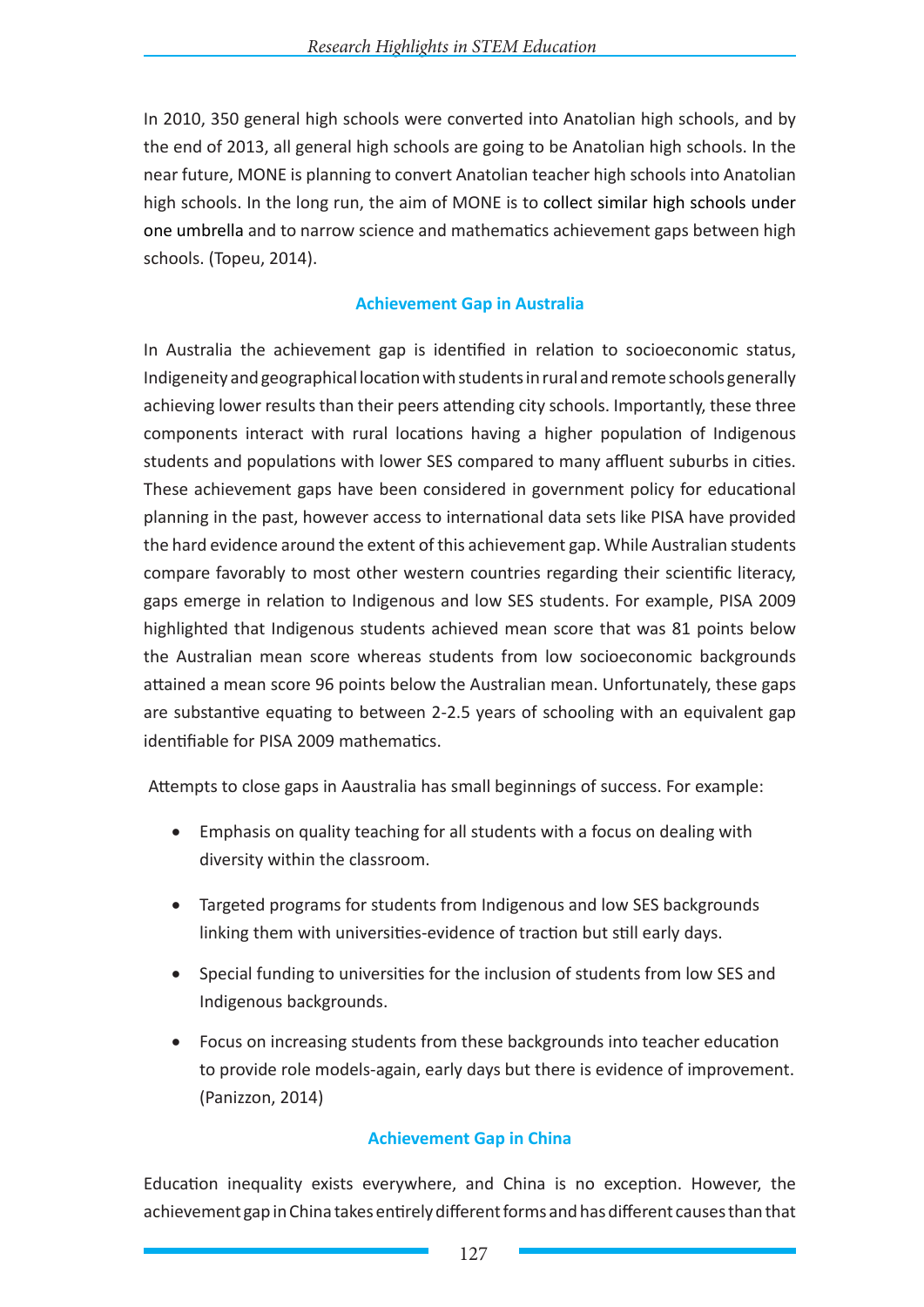In 2010, 350 general high schools were converted into Anatolian high schools, and by the end of 2013, all general high schools are going to be Anatolian high schools. In the near future, MONE is planning to convert Anatolian teacher high schools into Anatolian high schools. In the long run, the aim of MONE is to collect similar high schools under one umbrella and to narrow science and mathematics achievement gaps between high schools. (Topeu, 2014).

## Achievement Gap in Australia

In Australia the achievement gap is identified in relation to socioeconomic status, Indigeneity and geographical location with students in rural and remote schools generally achieving lower results than their peers attending city schools. Importantly, these three components interact with rural locations having a higher population of Indigenous students and populations with lower SES compared to many affluent suburbs in cities. These achievement gaps have been considered in government policy for educational planning in the past, however access to international data sets like PISA have provided the hard evidence around the extent of this achievement gap. While Australian students compare favorably to most other western countries regarding their scientific literacy, gaps emerge in relation to Indigenous and low SES students. For example, PISA 2009 highlighted that Indigenous students achieved mean score that was 81 points below the Australian mean score whereas students from low socioeconomic backgrounds attained a mean score 96 points below the Australian mean. Unfortunately, these gaps are substantive equating to between 2-2.5 years of schooling with an equivalent gap identifiable for PISA 2009 mathematics.

Attempts to close gaps in Aaustralia has small beginnings of success. For example:

- Emphasis on quality teaching for all students with a focus on dealing with diversity within the classroom.
- Targeted programs for students from Indigenous and low SES backgrounds linking them with universities-evidence of traction but still early days.
- Special funding to universities for the inclusion of students from low SES and Indigenous backgrounds.
- Focus on increasing students from these backgrounds into teacher education to provide role models-again, early days but there is evidence of improvement. (Panizzon, 2014)

## Achievement Gap in China

Education inequality exists everywhere, and China is no exception. However, the achievement gap in China takes entirely different forms and has different causes than that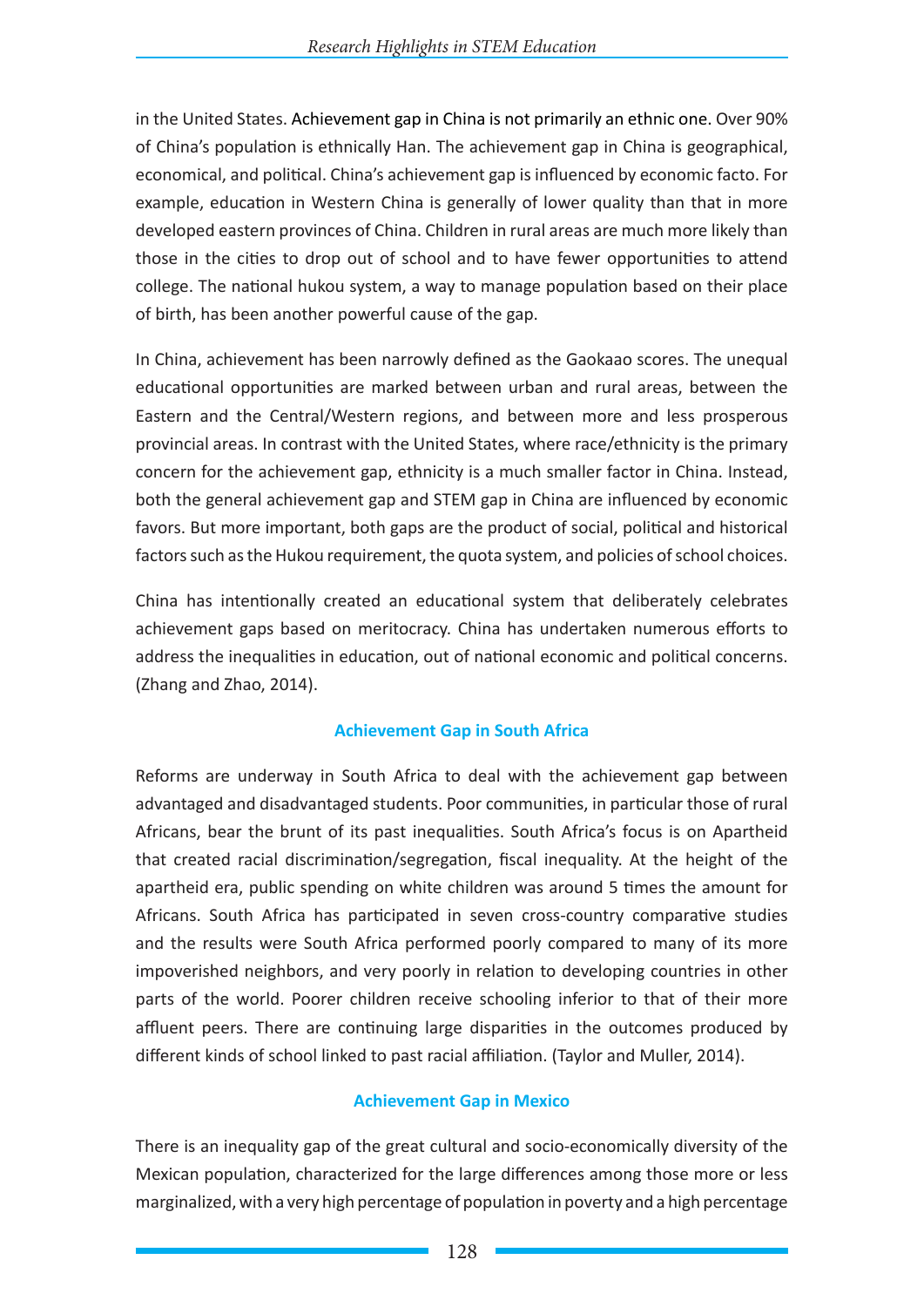in the United States. Achievement gap in China is not primarily an ethnic one. Over 90% of China's population is ethnically Han. The achievement gap in China is geographical, economical, and political. China's achievement gap is influenced by economic facto. For example, education in Western China is generally of lower quality than that in more developed eastern provinces of China. Children in rural areas are much more likely than those in the cities to drop out of school and to have fewer opportunities to attend college. The national hukou system, a way to manage population based on their place of birth, has been another powerful cause of the gap.

In China, achievement has been narrowly defined as the Gaokaao scores. The unequal educational opportunities are marked between urban and rural areas, between the Eastern and the Central/Western regions, and between more and less prosperous provincial areas. In contrast with the United States, where race/ethnicity is the primary concern for the achievement gap, ethnicity is a much smaller factor in China. Instead, both the general achievement gap and STEM gap in China are influenced by economic favors. But more important, both gaps are the product of social, political and historical factors such as the Hukou requirement, the quota system, and policies of school choices.

China has intentionally created an educational system that deliberately celebrates achievement gaps based on meritocracy. China has undertaken numerous efforts to address the inequalities in education, out of national economic and political concerns. (Zhang and Zhao, 2014).

### Achievement Gap in South Africa

Reforms are underway in South Africa to deal with the achievement gap between advantaged and disadvantaged students. Poor communities, in particular those of rural Africans, bear the brunt of its past inequalities. South Africa's focus is on Apartheid that created racial discrimination/segregation, fiscal inequality. At the height of the apartheid era, public spending on white children was around 5 times the amount for Africans. South Africa has participated in seven cross-country comparative studies and the results were South Africa performed poorly compared to many of its more impoverished neighbors, and very poorly in relation to developing countries in other parts of the world. Poorer children receive schooling inferior to that of their more affluent peers. There are continuing large disparities in the outcomes produced by different kinds of school linked to past racial affiliation. (Taylor and Muller, 2014).

### Achievement Gap in Mexico

There is an inequality gap of the great cultural and socio-economically diversity of the Mexican population, characterized for the large differences among those more or less marginalized, with a very high percentage of population in poverty and a high percentage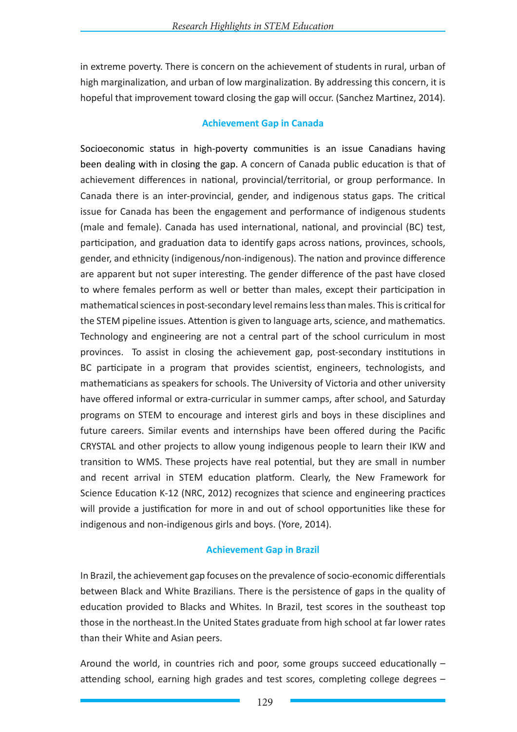in extreme poverty. There is concern on the achievement of students in rural, urban of high marginalization, and urban of low marginalization. By addressing this concern, it is hopeful that improvement toward closing the gap will occur. (Sanchez Martinez, 2014).

## Achievement Gap in Canada

Socioeconomic status in high-poverty communities is an issue Canadians having been dealing with in closing the gap. A concern of Canada public education is that of achievement differences in national, provincial/territorial, or group performance. In Canada there is an inter-provincial, gender, and indigenous status gaps. The critical issue for Canada has been the engagement and performance of indigenous students (male and female). Canada has used international, national, and provincial (BC) test, participation, and graduation data to identify gaps across nations, provinces, schools, gender, and ethnicity (indigenous/non-indigenous). The nation and province difference are apparent but not super interesting. The gender difference of the past have closed to where females perform as well or better than males, except their participation in mathematical sciences in post-secondary level remains less than males. This is critical for the STEM pipeline issues. Attention is given to language arts, science, and mathematics. Technology and engineering are not a central part of the school curriculum in most provinces. To assist in closing the achievement gap, post-secondary institutions in BC participate in a program that provides scientist, engineers, technologists, and mathematicians as speakers for schools. The University of Victoria and other university have offered informal or extra-curricular in summer camps, after school, and Saturday programs on STEM to encourage and interest girls and boys in these disciplines and future careers. Similar events and internships have been offered during the Pacific CRYSTAL and other projects to allow young indigenous people to learn their IKW and transition to WMS. These projects have real potential, but they are small in number and recent arrival in STEM education platform. Clearly, the New Framework for Science Education K-12 (NRC, 2012) recognizes that science and engineering practices will provide a justification for more in and out of school opportunities like these for indigenous and non-indigenous girls and boys. (Yore, 2014).

## Achievement Gap in Brazil

In Brazil, the achievement gap focuses on the prevalence of socio-economic differentials between Black and White Brazilians. There is the persistence of gaps in the quality of education provided to Blacks and Whites. In Brazil, test scores in the southeast top those in the northeast.In the United States graduate from high school at far lower rates than their White and Asian peers.

Around the world, in countries rich and poor, some groups succeed educationally – attending school, earning high grades and test scores, completing college degrees –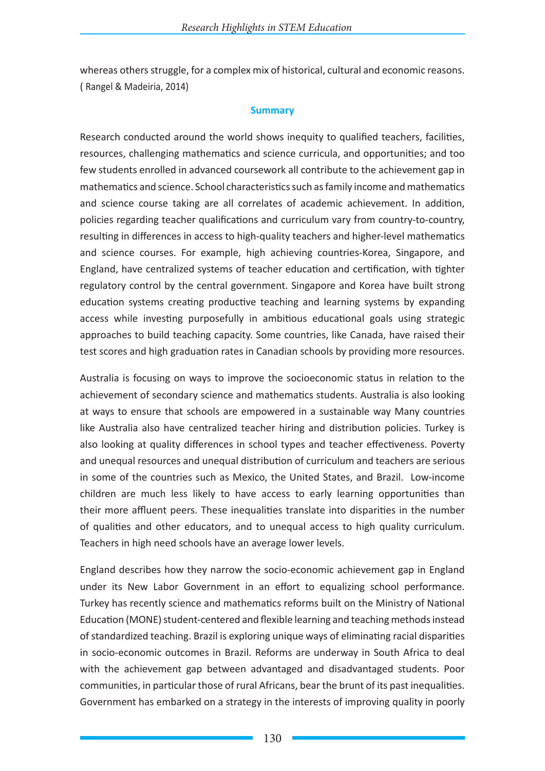whereas others struggle, for a complex mix of historical, cultural and economic reasons. ( Rangel & Madeiria, 2014)

## Summary

Research conducted around the world shows inequity to qualified teachers, facilities, resources, challenging mathematics and science curricula, and opportunities; and too few students enrolled in advanced coursework all contribute to the achievement gap in mathematics and science. School characteristics such as family income and mathematics and science course taking are all correlates of academic achievement. In addition, policies regarding teacher qualifications and curriculum vary from country-to-country, resulting in differences in access to high-quality teachers and higher-level mathematics and science courses. For example, high achieving countries-Korea, Singapore, and England, have centralized systems of teacher education and certification, with tighter regulatory control by the central government. Singapore and Korea have built strong education systems creating productive teaching and learning systems by expanding access while investing purposefully in ambitious educational goals using strategic approaches to build teaching capacity. Some countries, like Canada, have raised their test scores and high graduation rates in Canadian schools by providing more resources.

Australia is focusing on ways to improve the socioeconomic status in relation to the achievement of secondary science and mathematics students. Australia is also looking at ways to ensure that schools are empowered in a sustainable way Many countries like Australia also have centralized teacher hiring and distribution policies. Turkey is also looking at quality differences in school types and teacher effectiveness. Poverty and unequal resources and unequal distribution of curriculum and teachers are serious in some of the countries such as Mexico, the United States, and Brazil. Low-income children are much less likely to have access to early learning opportunities than their more affluent peers. These inequalities translate into disparities in the number of qualities and other educators, and to unequal access to high quality curriculum. Teachers in high need schools have an average lower levels.

England describes how they narrow the socio-economic achievement gap in England under its New Labor Government in an effort to equalizing school performance. Turkey has recently science and mathematics reforms built on the Ministry of National Education (MONE) student-centered and flexible learning and teaching methods instead of standardized teaching. Brazil is exploring unique ways of eliminating racial disparities in socio-economic outcomes in Brazil. Reforms are underway in South Africa to deal with the achievement gap between advantaged and disadvantaged students. Poor communities, in particular those of rural Africans, bear the brunt of its past inequalities. Government has embarked on a strategy in the interests of improving quality in poorly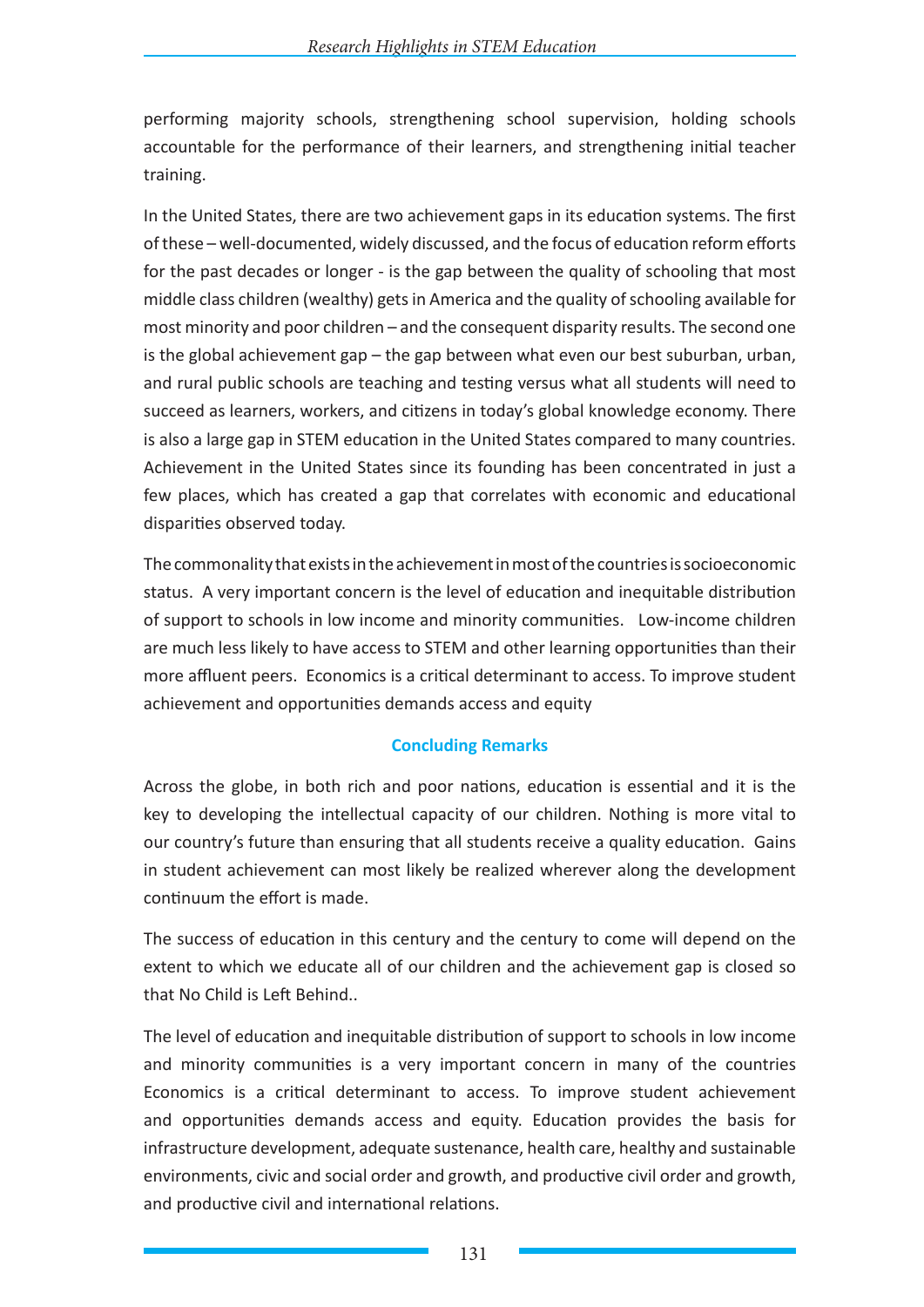performing majority schools, strengthening school supervision, holding schools accountable for the performance of their learners, and strengthening initial teacher training.

In the United States, there are two achievement gaps in its education systems. The first of these – well-documented, widely discussed, and the focus of education reform efforts for the past decades or longer - is the gap between the quality of schooling that most middle class children (wealthy) gets in America and the quality of schooling available for most minority and poor children – and the consequent disparity results. The second one is the global achievement gap – the gap between what even our best suburban, urban, and rural public schools are teaching and testing versus what all students will need to succeed as learners, workers, and citizens in today's global knowledge economy. There is also a large gap in STEM education in the United States compared to many countries. Achievement in the United States since its founding has been concentrated in just a few places, which has created a gap that correlates with economic and educational disparities observed today.

The commonality that exists in the achievement in most of the countries is socioeconomic status. A very important concern is the level of education and inequitable distribution of support to schools in low income and minority communities. Low-income children are much less likely to have access to STEM and other learning opportunities than their more affluent peers. Economics is a critical determinant to access. To improve student achievement and opportunities demands access and equity

## Concluding Remarks

Across the globe, in both rich and poor nations, education is essential and it is the key to developing the intellectual capacity of our children. Nothing is more vital to our country's future than ensuring that all students receive a quality education. Gains in student achievement can most likely be realized wherever along the development continuum the effort is made.

The success of education in this century and the century to come will depend on the extent to which we educate all of our children and the achievement gap is closed so that No Child is Left Behind..

The level of education and inequitable distribution of support to schools in low income and minority communities is a very important concern in many of the countries Economics is a critical determinant to access. To improve student achievement and opportunities demands access and equity. Education provides the basis for infrastructure development, adequate sustenance, health care, healthy and sustainable environments, civic and social order and growth, and productive civil order and growth, and productive civil and international relations.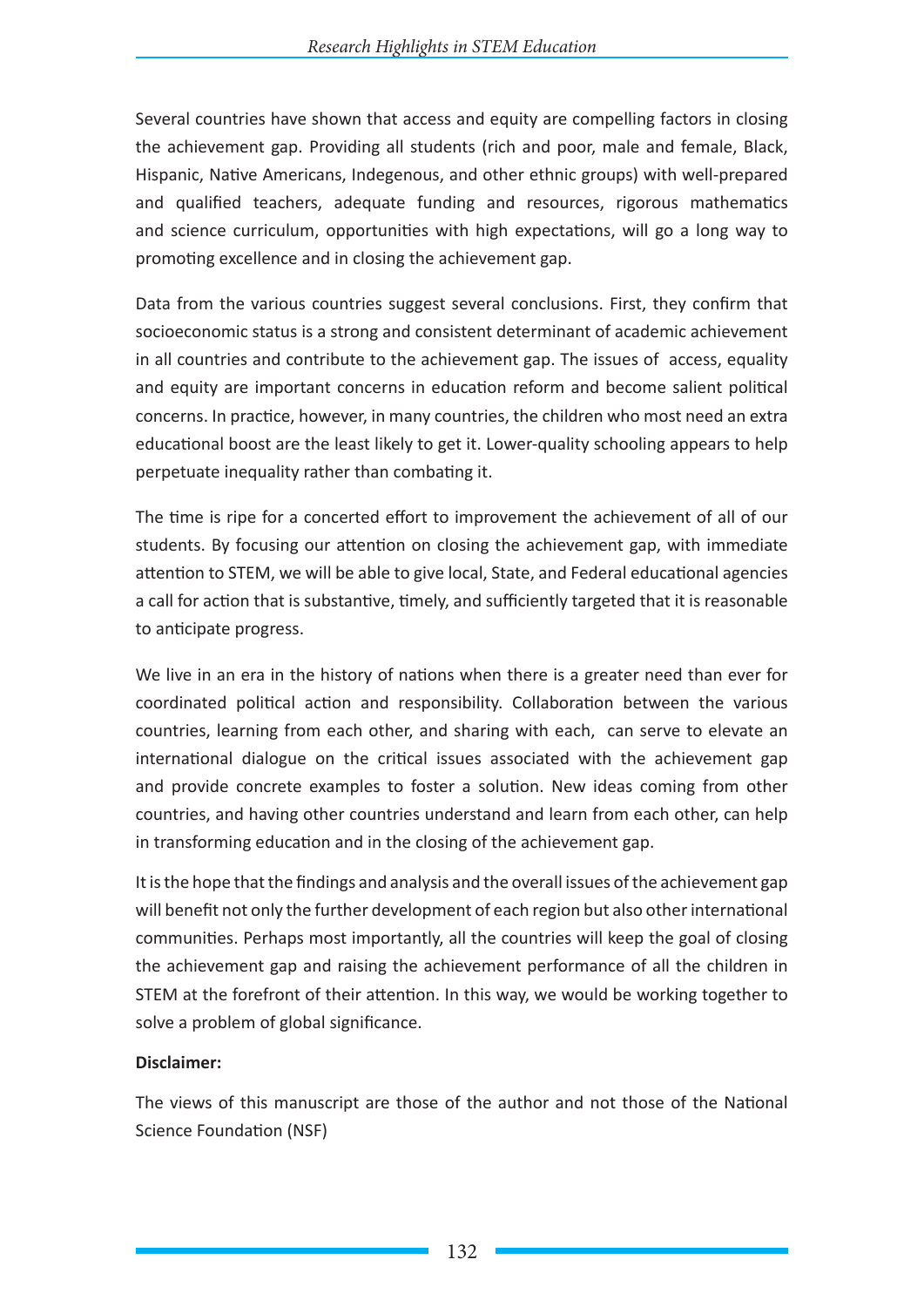Several countries have shown that access and equity are compelling factors in closing the achievement gap. Providing all students (rich and poor, male and female, Black, Hispanic, Native Americans, Indegenous, and other ethnic groups) with well-prepared and qualified teachers, adequate funding and resources, rigorous mathematics and science curriculum, opportunities with high expectations, will go a long way to promoting excellence and in closing the achievement gap.

Data from the various countries suggest several conclusions. First, they confirm that socioeconomic status is a strong and consistent determinant of academic achievement in all countries and contribute to the achievement gap. The issues of access, equality and equity are important concerns in education reform and become salient political concerns. In practice, however, in many countries, the children who most need an extra educational boost are the least likely to get it. Lower-quality schooling appears to help perpetuate inequality rather than combating it.

The time is ripe for a concerted effort to improvement the achievement of all of our students. By focusing our attention on closing the achievement gap, with immediate attention to STEM, we will be able to give local, State, and Federal educational agencies a call for action that is substantive, timely, and sufficiently targeted that it is reasonable to anticipate progress.

We live in an era in the history of nations when there is a greater need than ever for coordinated political action and responsibility. Collaboration between the various countries, learning from each other, and sharing with each, can serve to elevate an international dialogue on the critical issues associated with the achievement gap and provide concrete examples to foster a solution. New ideas coming from other countries, and having other countries understand and learn from each other, can help in transforming education and in the closing of the achievement gap.

It is the hope that the findings and analysis and the overall issues of the achievement gap will benefit not only the further development of each region but also other international communities. Perhaps most importantly, all the countries will keep the goal of closing the achievement gap and raising the achievement performance of all the children in STEM at the forefront of their attention. In this way, we would be working together to solve a problem of global significance.

**Disclaimer:**

The views of this manuscript are those of the author and not those of the National Science Foundation (NSF)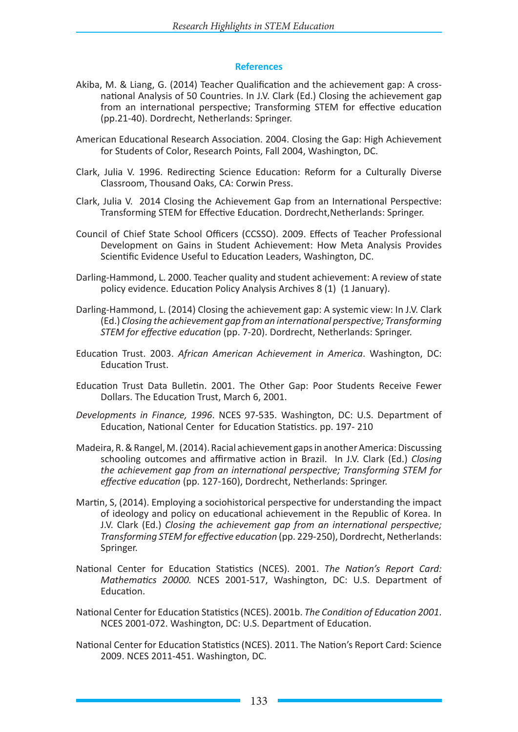## References

Akiba, M. & Liang, G. (2014) Teacher Qualification and the achievement gap: A cross-national Analysis of 50 Countries. In J.V. Clark (Ed.) Closing the achievement gap from an international perspective; Transforming STEM for effective education (pp.21-40). Dordrecht, Netherlands: Springer.

American Educational Research Association. 2004. Closing the Gap: High Achievement for Students of Color, Research Points, Fall 2004, Washington, DC.

Clark, Julia V. 1996. Redirecting Science Education: Reform for a Culturally Diverse Classroom, Thousand Oaks, CA: Corwin Press.

Clark, Julia V. 2014 Closing the Achievement Gap from an International Perspective: Transforming STEM for Effective Education. Dordrecht,Netherlands: Springer.

Council of Chief State School Officers (CCSSO). 2009. Effects of Teacher Professional Development on Gains in Student Achievement: How Meta Analysis Provides Scientific Evidence Useful to Education Leaders, Washington, DC.

Darling-Hammond, L. 2000. Teacher quality and student achievement: A review of state policy evidence. Education Policy Analysis Archives 8 (1) (1 January).

Darling-Hammond, L. (2014) Closing the achievement gap: A systemic view: In J.V. Clark (Ed.) *Closing the achievement gap from an international perspective; Transforming STEM for effective education* (pp. 7-20). Dordrecht, Netherlands: Springer.

Education Trust. 2003. *African American Achievement in America*. Washington, DC: Education Trust.

Education Trust Data Bulletin. 2001. The Other Gap: Poor Students Receive Fewer Dollars. The Education Trust, March 6, 2001.

*Developments in Finance, 1996*. NCES 97-535. Washington, DC: U.S. Department of Education, National Center for Education Statistics. pp. 197- 210

Madeira, R. & Rangel, M. (2014). Racial achievement gaps in another America: Discussing schooling outcomes and affirmative action in Brazil. In J.V. Clark (Ed.) *Closing the achievement gap from an international perspective; Transforming STEM for effective education* (pp. 127-160), Dordrecht, Netherlands: Springer.

Martin, S, (2014). Employing a sociohistorical perspective for understanding the impact of ideology and policy on educational achievement in the Republic of Korea. In J.V. Clark (Ed.) *Closing the achievement gap from an international perspective; Transforming STEM for effective education* (pp. 229-250), Dordrecht, Netherlands: Springer.

National Center for Education Statistics (NCES). 2001. *The Nation's Report Card: Mathematics 20000.* NCES 2001-517, Washington, DC: U.S. Department of Education.

National Center for Education Statistics (NCES). 2001b. *The Condition of Education 2001*. NCES 2001-072. Washington, DC: U.S. Department of Education.

National Center for Education Statistics (NCES). 2011. The Nation's Report Card: Science 2009. NCES 2011-451. Washington, DC.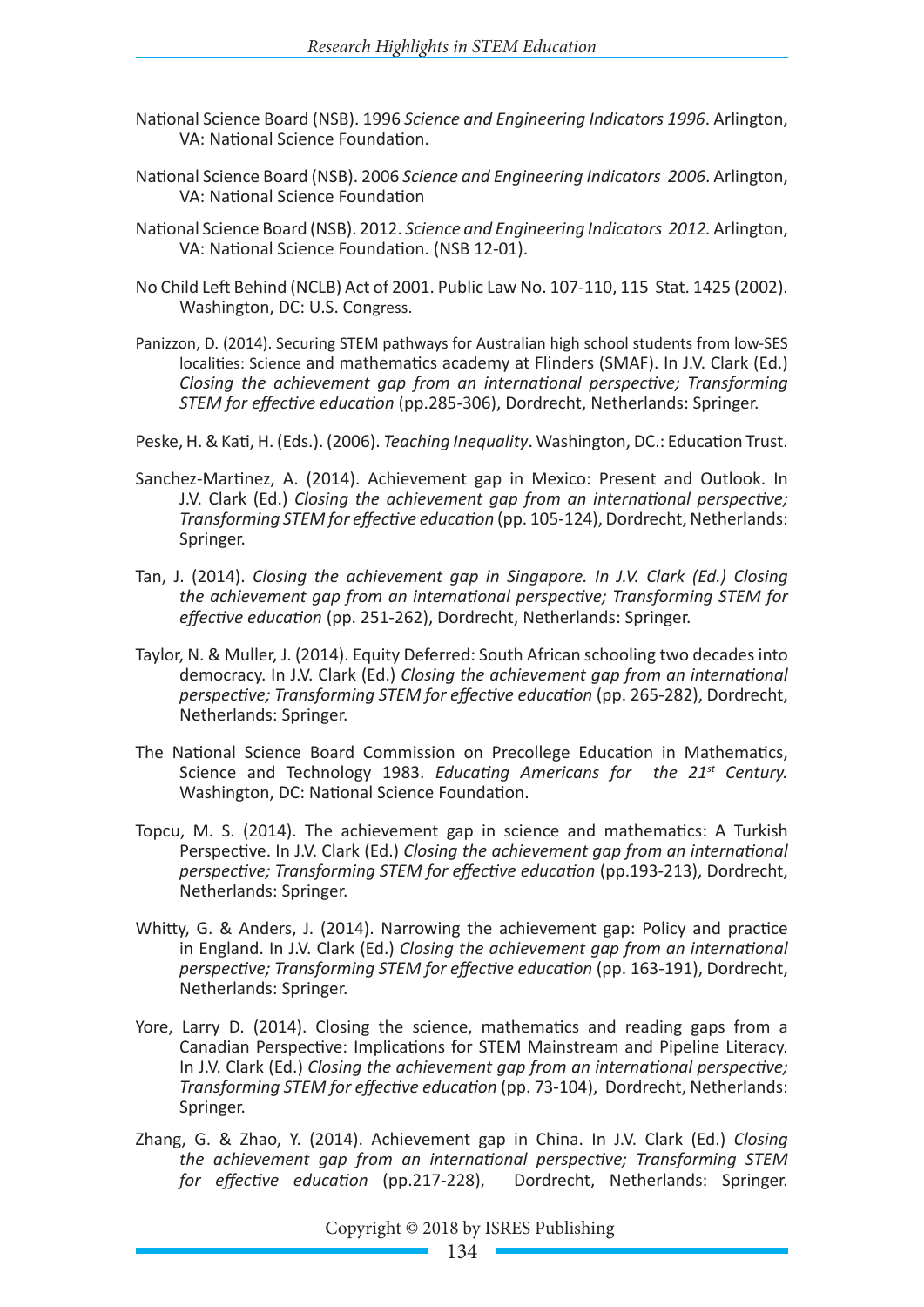National Science Board (NSB). 1996 *Science and Engineering Indicators 1996*. Arlington, VA: National Science Foundation.

National Science Board (NSB). 2006 *Science and Engineering Indicators 2006*. Arlington, VA: National Science Foundation

National Science Board (NSB). 2012. *Science and Engineering Indicators 2012.* Arlington, VA: National Science Foundation. (NSB 12-01).

No Child Left Behind (NCLB) Act of 2001. Public Law No. 107-110, 115 Stat. 1425 (2002). Washington, DC: U.S. Congress.

Panizzon, D. (2014). Securing STEM pathways for Australian high school students from low-SES localities: Science and mathematics academy at Flinders (SMAF). In J.V. Clark (Ed.) *Closing the achievement gap from an international perspective; Transforming STEM for effective education* (pp.285-306), Dordrecht, Netherlands: Springer.

Peske, H. & Kati, H. (Eds.). (2006). *Teaching Inequality*. Washington, DC.: Education Trust.

Sanchez-Martinez, A. (2014). Achievement gap in Mexico: Present and Outlook. In J.V. Clark (Ed.) *Closing the achievement gap from an international perspective; Transforming STEM for effective education* (pp. 105-124), Dordrecht, Netherlands: Springer.

Tan, J. (2014). *Closing the achievement gap in Singapore. In J.V. Clark (Ed.) Closing the achievement gap from an international perspective; Transforming STEM for effective education* (pp. 251-262), Dordrecht, Netherlands: Springer.

Taylor, N. & Muller, J. (2014). Equity Deferred: South African schooling two decades into democracy. In J.V. Clark (Ed.) *Closing the achievement gap from an international perspective; Transforming STEM for effective education* (pp. 265-282), Dordrecht, Netherlands: Springer.

The National Science Board Commission on Precollege Education in Mathematics, Science and Technology 1983. *Educating Americans for the 21st Century.* Washington, DC: National Science Foundation.

Topcu, M. S. (2014). The achievement gap in science and mathematics: A Turkish Perspective. In J.V. Clark (Ed.) *Closing the achievement gap from an international perspective; Transforming STEM for effective education* (pp.193-213), Dordrecht, Netherlands: Springer.

Whitty, G. & Anders, J. (2014). Narrowing the achievement gap: Policy and practice in England. In J.V. Clark (Ed.) *Closing the achievement gap from an international perspective; Transforming STEM for effective education* (pp. 163-191), Dordrecht, Netherlands: Springer.

Yore, Larry D. (2014). Closing the science, mathematics and reading gaps from a Canadian Perspective: Implications for STEM Mainstream and Pipeline Literacy. In J.V. Clark (Ed.) *Closing the achievement gap from an international perspective; Transforming STEM for effective education* (pp. 73-104), Dordrecht, Netherlands: Springer.

Zhang, G. & Zhao, Y. (2014). Achievement gap in China. In J.V. Clark (Ed.) *Closing the achievement gap from an international perspective; Transforming STEM for effective education* (pp.217-228), Dordrecht, Netherlands: Springer.